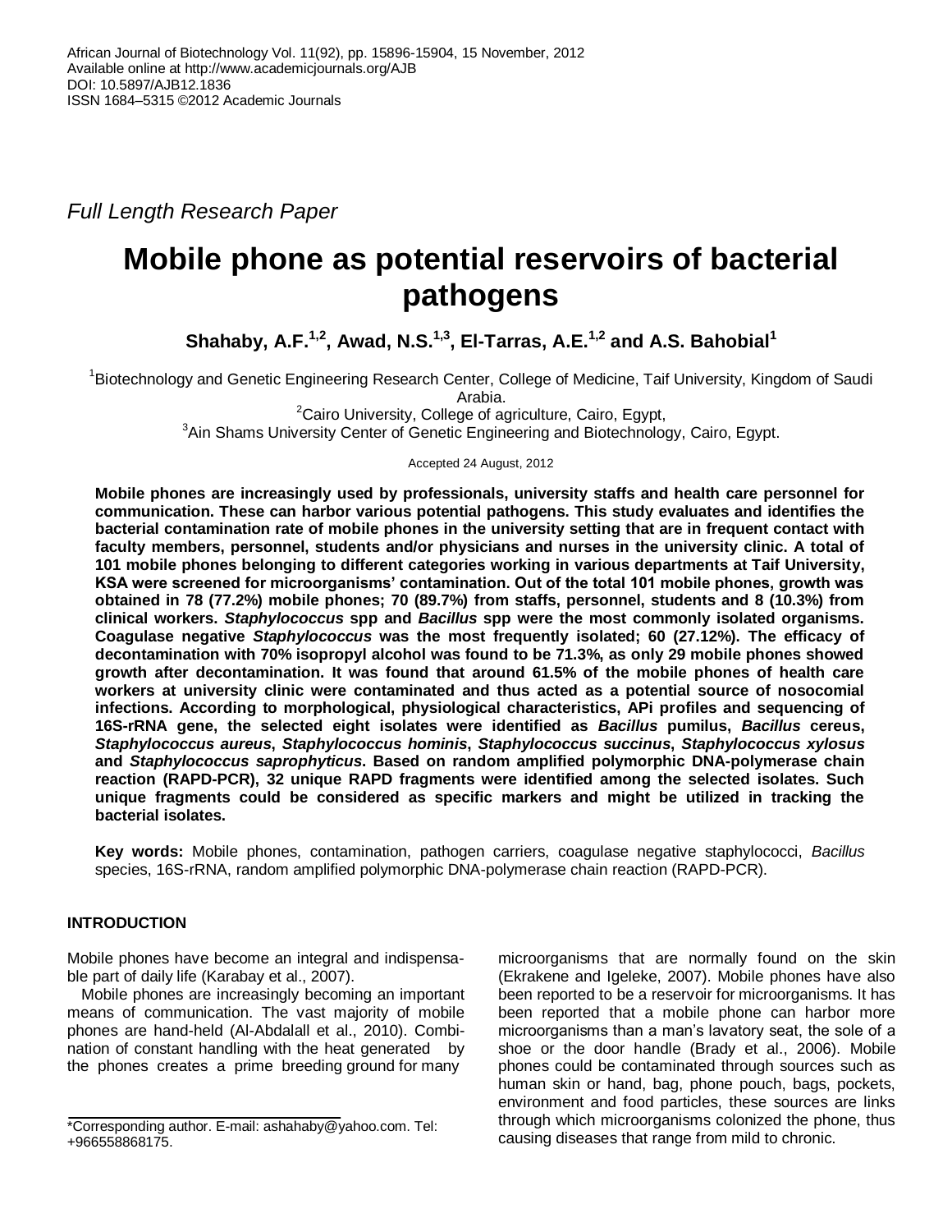African Journal of Biotechnology Vol. 11(92), pp. 15896-15904, 15 November, 2012
Available online at http://www.academicjournals.org/AJB
DOI: 10.5897/AJB12.1836
ISSN 1684–5315 ©2012 Academic Journals

*Full Length Research Paper*

# Mobile phone as potential reservoirs of bacterial pathogens

**Shahaby, A.F.[1,2], Awad, N.S.[1,3], El-Tarras, A.E.[1,2] and A.S. Bahobial[1]**

[1]Biotechnology and Genetic Engineering Research Center, College of Medicine, Taif University, Kingdom of Saudi Arabia.
[2]Cairo University, College of agriculture, Cairo, Egypt,
[3]Ain Shams University Center of Genetic Engineering and Biotechnology, Cairo, Egypt.

Accepted 24 August, 2012

**Mobile phones are increasingly used by professionals, university staffs and health care personnel for communication. These can harbor various potential pathogens. This study evaluates and identifies the bacterial contamination rate of mobile phones in the university setting that are in frequent contact with faculty members, personnel, students and/or physicians and nurses in the university clinic. A total of 101 mobile phones belonging to different categories working in various departments at Taif University, KSA were screened for microorganisms' contamination. Out of the total 101 mobile phones, growth was obtained in 78 (77.2%) mobile phones; 70 (89.7%) from staffs, personnel, students and 8 (10.3%) from clinical workers. *Staphylococcus* spp and *Bacillus* spp were the most commonly isolated organisms. Coagulase negative *Staphylococcus* was the most frequently isolated; 60 (27.12%). The efficacy of decontamination with 70% isopropyl alcohol was found to be 71.3%, as only 29 mobile phones showed growth after decontamination. It was found that around 61.5% of the mobile phones of health care workers at university clinic were contaminated and thus acted as a potential source of nosocomial infections. According to morphological, physiological characteristics, APi profiles and sequencing of 16S-rRNA gene, the selected eight isolates were identified as *Bacillus* pumilus, *Bacillus* cereus, *Staphylococcus aureus*, *Staphylococcus hominis*, *Staphylococcus succinus*, *Staphylococcus xylosus* and *Staphylococcus saprophyticus*. Based on random amplified polymorphic DNA-polymerase chain reaction (RAPD-PCR), 32 unique RAPD fragments were identified among the selected isolates. Such unique fragments could be considered as specific markers and might be utilized in tracking the bacterial isolates.**

**Key words:** Mobile phones, contamination, pathogen carriers, coagulase negative staphylococci, *Bacillus* species, 16S-rRNA, random amplified polymorphic DNA-polymerase chain reaction (RAPD-PCR).

## INTRODUCTION

Mobile phones have become an integral and indispensable part of daily life (Karabay et al., 2007).

Mobile phones are increasingly becoming an important means of communication. The vast majority of mobile phones are hand-held (Al-Abdalall et al., 2010). Combination of constant handling with the heat generated by the phones creates a prime breeding ground for many microorganisms that are normally found on the skin (Ekrakene and Igeleke, 2007). Mobile phones have also been reported to be a reservoir for microorganisms. It has been reported that a mobile phone can harbor more microorganisms than a man's lavatory seat, the sole of a shoe or the door handle (Brady et al., 2006). Mobile phones could be contaminated through sources such as human skin or hand, bag, phone pouch, bags, pockets, environment and food particles, these sources are links through which microorganisms colonized the phone, thus causing diseases that range from mild to chronic.

*Corresponding author. E-mail: ashahaby@yahoo.com. Tel: +966558868175.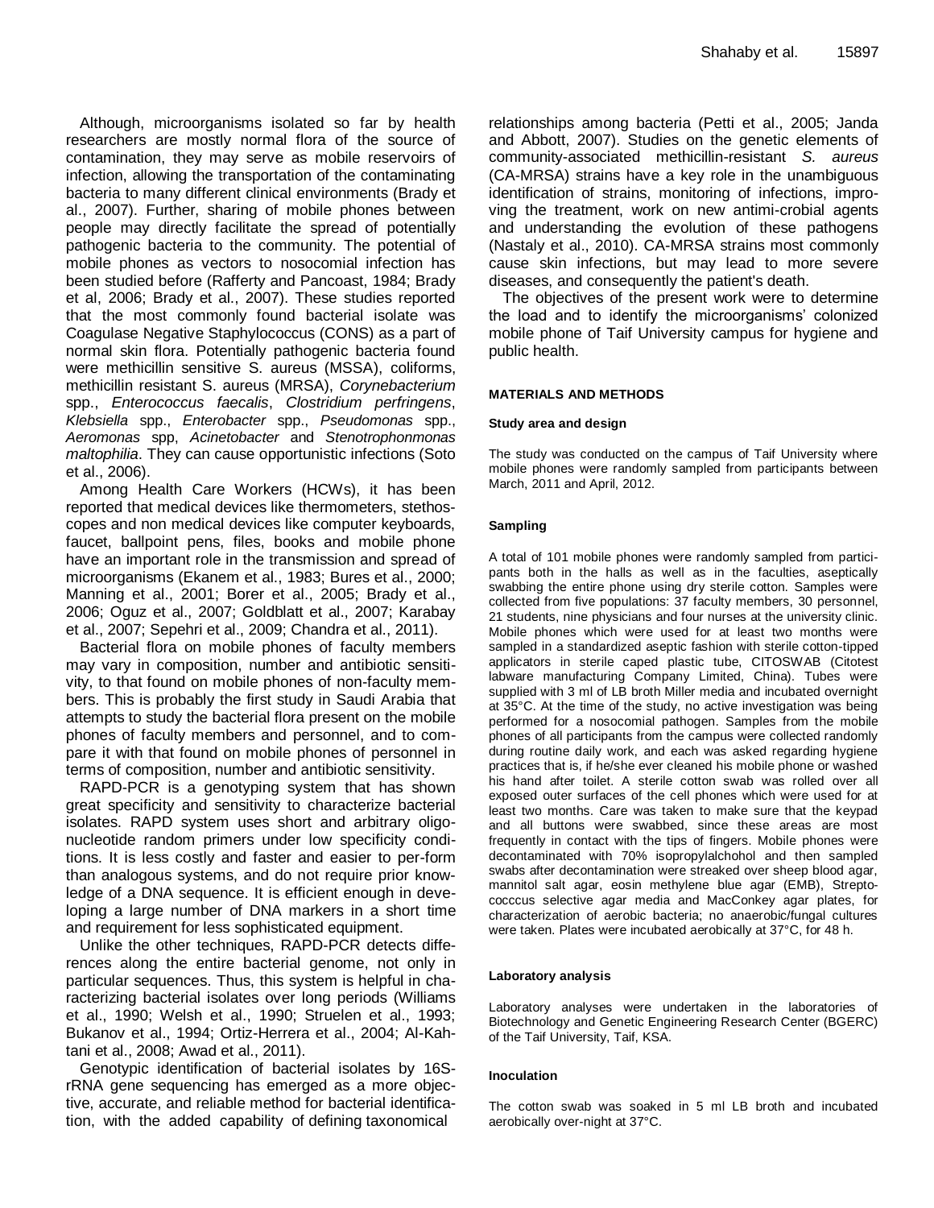Although, microorganisms isolated so far by health researchers are mostly normal flora of the source of contamination, they may serve as mobile reservoirs of infection, allowing the transportation of the contaminating bacteria to many different clinical environments (Brady et al., 2007). Further, sharing of mobile phones between people may directly facilitate the spread of potentially pathogenic bacteria to the community. The potential of mobile phones as vectors to nosocomial infection has been studied before (Rafferty and Pancoast, 1984; Brady et al, 2006; Brady et al., 2007). These studies reported that the most commonly found bacterial isolate was Coagulase Negative Staphylococcus (CONS) as a part of normal skin flora. Potentially pathogenic bacteria found were methicillin sensitive S. aureus (MSSA), coliforms, methicillin resistant S. aureus (MRSA), *Corynebacterium* spp., *Enterococcus faecalis*, *Clostridium perfringens*, *Klebsiella* spp., *Enterobacter* spp., *Pseudomonas* spp., *Aeromonas* spp, *Acinetobacter* and *Stenotrophonmonas maltophilia*. They can cause opportunistic infections (Soto et al., 2006).

Among Health Care Workers (HCWs), it has been reported that medical devices like thermometers, stethoscopes and non medical devices like computer keyboards, faucet, ballpoint pens, files, books and mobile phone have an important role in the transmission and spread of microorganisms (Ekanem et al., 1983; Bures et al., 2000; Manning et al., 2001; Borer et al., 2005; Brady et al., 2006; Oguz et al., 2007; Goldblatt et al., 2007; Karabay et al., 2007; Sepehri et al., 2009; Chandra et al., 2011).

Bacterial flora on mobile phones of faculty members may vary in composition, number and antibiotic sensitivity, to that found on mobile phones of non-faculty members. This is probably the first study in Saudi Arabia that attempts to study the bacterial flora present on the mobile phones of faculty members and personnel, and to compare it with that found on mobile phones of personnel in terms of composition, number and antibiotic sensitivity.

RAPD-PCR is a genotyping system that has shown great specificity and sensitivity to characterize bacterial isolates. RAPD system uses short and arbitrary oligonucleotide random primers under low specificity conditions. It is less costly and faster and easier to per-form than analogous systems, and do not require prior knowledge of a DNA sequence. It is efficient enough in developing a large number of DNA markers in a short time and requirement for less sophisticated equipment.

Unlike the other techniques, RAPD-PCR detects differences along the entire bacterial genome, not only in particular sequences. Thus, this system is helpful in characterizing bacterial isolates over long periods (Williams et al., 1990; Welsh et al., 1990; Struelen et al., 1993; Bukanov et al., 1994; Ortiz-Herrera et al., 2004; Al-Kahtani et al., 2008; Awad et al., 2011).

Genotypic identification of bacterial isolates by 16S-rRNA gene sequencing has emerged as a more objective, accurate, and reliable method for bacterial identification, with the added capability of defining taxonomical relationships among bacteria (Petti et al., 2005; Janda and Abbott, 2007). Studies on the genetic elements of community-associated methicillin-resistant *S. aureus* (CA-MRSA) strains have a key role in the unambiguous identification of strains, monitoring of infections, improving the treatment, work on new antimi-crobial agents and understanding the evolution of these pathogens (Nastaly et al., 2010). CA-MRSA strains most commonly cause skin infections, but may lead to more severe diseases, and consequently the patient's death.

The objectives of the present work were to determine the load and to identify the microorganisms' colonized mobile phone of Taif University campus for hygiene and public health.

## MATERIALS AND METHODS

### Study area and design

The study was conducted on the campus of Taif University where mobile phones were randomly sampled from participants between March, 2011 and April, 2012.

### Sampling

A total of 101 mobile phones were randomly sampled from participants both in the halls as well as in the faculties, aseptically swabbing the entire phone using dry sterile cotton. Samples were collected from five populations: 37 faculty members, 30 personnel, 21 students, nine physicians and four nurses at the university clinic. Mobile phones which were used for at least two months were sampled in a standardized aseptic fashion with sterile cotton-tipped applicators in sterile caped plastic tube, CITOSWAB (Citotest labware manufacturing Company Limited, China). Tubes were supplied with 3 ml of LB broth Miller media and incubated overnight at 35°C. At the time of the study, no active investigation was being performed for a nosocomial pathogen. Samples from the mobile phones of all participants from the campus were collected randomly during routine daily work, and each was asked regarding hygiene practices that is, if he/she ever cleaned his mobile phone or washed his hand after toilet. A sterile cotton swab was rolled over all exposed outer surfaces of the cell phones which were used for at least two months. Care was taken to make sure that the keypad and all buttons were swabbed, since these areas are most frequently in contact with the tips of fingers. Mobile phones were decontaminated with 70% isopropylalchohol and then sampled swabs after decontamination were streaked over sheep blood agar, mannitol salt agar, eosin methylene blue agar (EMB), Streptococcus selective agar media and MacConkey agar plates, for characterization of aerobic bacteria; no anaerobic/fungal cultures were taken. Plates were incubated aerobically at 37°C, for 48 h.

### Laboratory analysis

Laboratory analyses were undertaken in the laboratories of Biotechnology and Genetic Engineering Research Center (BGERC) of the Taif University, Taif, KSA.

### Inoculation

The cotton swab was soaked in 5 ml LB broth and incubated aerobically over-night at 37°C.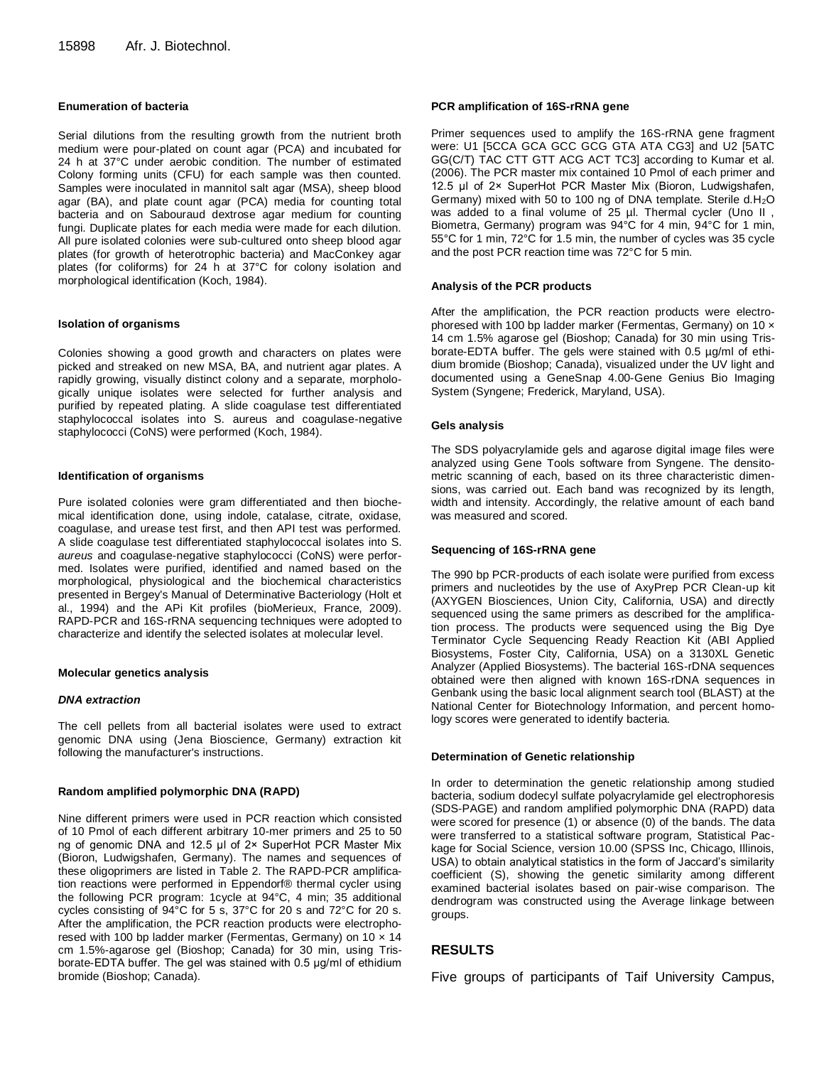### Enumeration of bacteria

Serial dilutions from the resulting growth from the nutrient broth medium were pour-plated on count agar (PCA) and incubated for 24 h at 37°C under aerobic condition. The number of estimated Colony forming units (CFU) for each sample was then counted. Samples were inoculated in mannitol salt agar (MSA), sheep blood agar (BA), and plate count agar (PCA) media for counting total bacteria and on Sabouraud dextrose agar medium for counting fungi. Duplicate plates for each media were made for each dilution. All pure isolated colonies were sub-cultured onto sheep blood agar plates (for growth of heterotrophic bacteria) and MacConkey agar plates (for coliforms) for 24 h at 37°C for colony isolation and morphological identification (Koch, 1984).

### Isolation of organisms

Colonies showing a good growth and characters on plates were picked and streaked on new MSA, BA, and nutrient agar plates. A rapidly growing, visually distinct colony and a separate, morphologically unique isolates were selected for further analysis and purified by repeated plating. A slide coagulase test differentiated staphylococcal isolates into S. aureus and coagulase-negative staphylococci (CoNS) were performed (Koch, 1984).

### Identification of organisms

Pure isolated colonies were gram differentiated and then biochemical identification done, using indole, catalase, citrate, oxidase, coagulase, and urease test first, and then API test was performed. A slide coagulase test differentiated staphylococcal isolates into S. *aureus* and coagulase-negative staphylococci (CoNS) were performed. Isolates were purified, identified and named based on the morphological, physiological and the biochemical characteristics presented in Bergey's Manual of Determinative Bacteriology (Holt et al., 1994) and the APi Kit profiles (bioMerieux, France, 2009). RAPD-PCR and 16S-rRNA sequencing techniques were adopted to characterize and identify the selected isolates at molecular level.

### Molecular genetics analysis

#### *DNA extraction*

The cell pellets from all bacterial isolates were used to extract genomic DNA using (Jena Bioscience, Germany) extraction kit following the manufacturer's instructions.

### Random amplified polymorphic DNA (RAPD)

Nine different primers were used in PCR reaction which consisted of 10 Pmol of each different arbitrary 10-mer primers and 25 to 50 ng of genomic DNA and 12.5 µl of 2× SuperHot PCR Master Mix (Bioron, Ludwigshafen, Germany). The names and sequences of these oligoprimers are listed in Table 2. The RAPD-PCR amplification reactions were performed in Eppendorf® thermal cycler using the following PCR program: 1cycle at 94°C, 4 min; 35 additional cycles consisting of 94°C for 5 s, 37°C for 20 s and 72°C for 20 s. After the amplification, the PCR reaction products were electrophoresed with 100 bp ladder marker (Fermentas, Germany) on 10 × 14 cm 1.5%-agarose gel (Bioshop; Canada) for 30 min, using Tris-borate-EDTA buffer. The gel was stained with 0.5 µg/ml of ethidium bromide (Bioshop; Canada).

### PCR amplification of 16S-rRNA gene

Primer sequences used to amplify the 16S-rRNA gene fragment were: U1 [5CCA GCA GCC GCG GTA ATA CG3] and U2 [5ATC GG(C/T) TAC CTT GTT ACG ACT TC3] according to Kumar et al. (2006). The PCR master mix contained 10 Pmol of each primer and 12.5 µl of 2× SuperHot PCR Master Mix (Bioron, Ludwigshafen, Germany) mixed with 50 to 100 ng of DNA template. Sterile d.$H_2O$ was added to a final volume of 25 µl. Thermal cycler (Uno II , Biometra, Germany) program was 94°C for 4 min, 94°C for 1 min, 55°C for 1 min, 72°C for 1.5 min, the number of cycles was 35 cycle and the post PCR reaction time was 72°C for 5 min.

### Analysis of the PCR products

After the amplification, the PCR reaction products were electrophoresed with 100 bp ladder marker (Fermentas, Germany) on 10 × 14 cm 1.5% agarose gel (Bioshop; Canada) for 30 min using Tris-borate-EDTA buffer. The gels were stained with 0.5 µg/ml of ethidium bromide (Bioshop; Canada), visualized under the UV light and documented using a GeneSnap 4.00-Gene Genius Bio Imaging System (Syngene; Frederick, Maryland, USA).

### Gels analysis

The SDS polyacrylamide gels and agarose digital image files were analyzed using Gene Tools software from Syngene. The densitometric scanning of each, based on its three characteristic dimensions, was carried out. Each band was recognized by its length, width and intensity. Accordingly, the relative amount of each band was measured and scored.

### Sequencing of 16S-rRNA gene

The 990 bp PCR-products of each isolate were purified from excess primers and nucleotides by the use of AxyPrep PCR Clean-up kit (AXYGEN Biosciences, Union City, California, USA) and directly sequenced using the same primers as described for the amplification process. The products were sequenced using the Big Dye Terminator Cycle Sequencing Ready Reaction Kit (ABI Applied Biosystems, Foster City, California, USA) on a 3130XL Genetic Analyzer (Applied Biosystems). The bacterial 16S-rDNA sequences obtained were then aligned with known 16S-rDNA sequences in Genbank using the basic local alignment search tool (BLAST) at the National Center for Biotechnology Information, and percent homology scores were generated to identify bacteria.

### Determination of Genetic relationship

In order to determination the genetic relationship among studied bacteria, sodium dodecyl sulfate polyacrylamide gel electrophoresis (SDS-PAGE) and random amplified polymorphic DNA (RAPD) data were scored for presence (1) or absence (0) of the bands. The data were transferred to a statistical software program, Statistical Package for Social Science, version 10.00 (SPSS Inc, Chicago, Illinois, USA) to obtain analytical statistics in the form of Jaccard's similarity coefficient (S), showing the genetic similarity among different examined bacterial isolates based on pair-wise comparison. The dendrogram was constructed using the Average linkage between groups.

## RESULTS

Five groups of participants of Taif University Campus,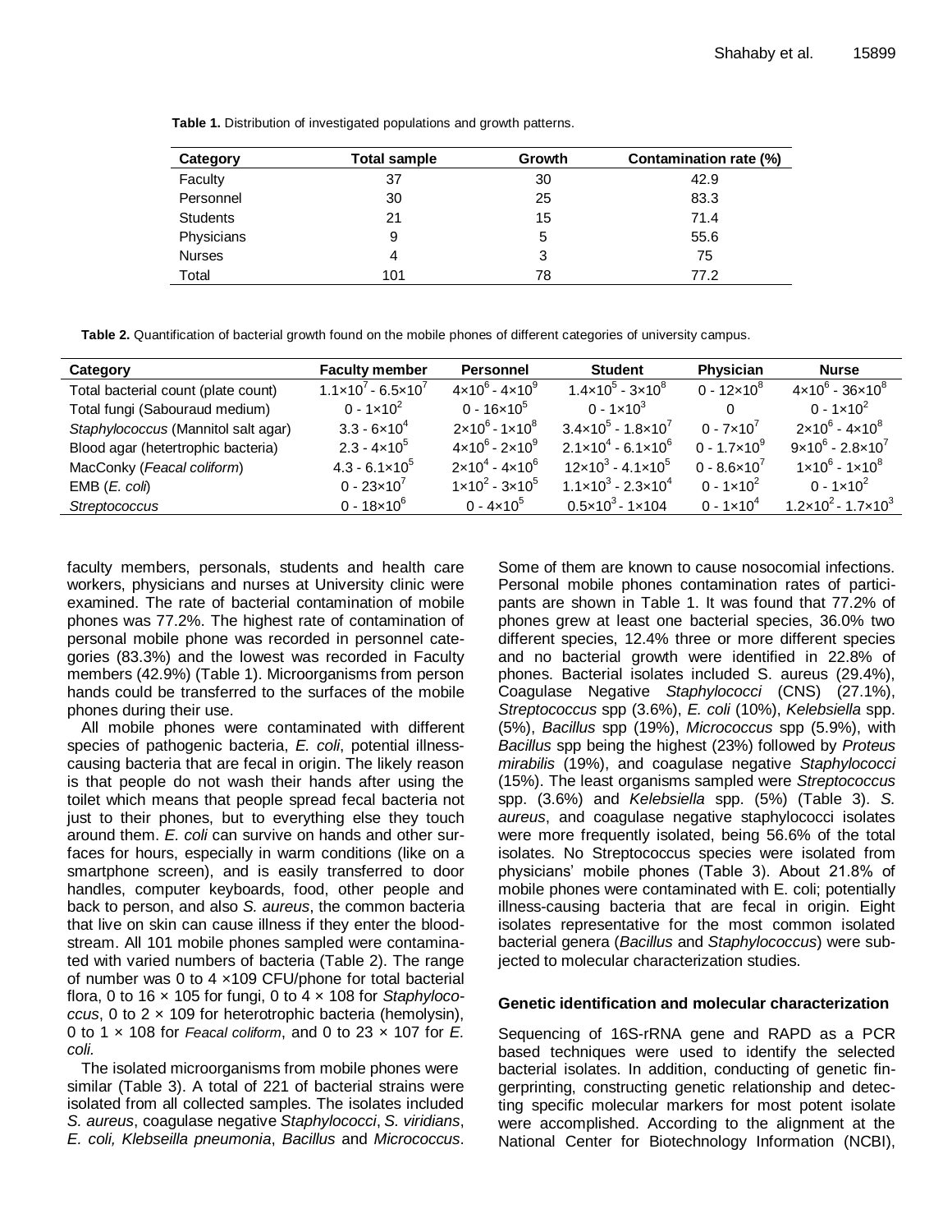**Table 1.** Distribution of investigated populations and growth patterns.

| Category | Total sample | Growth | Contamination rate (%) |
|---|---|---|---|
| Faculty | 37 | 30 | 42.9 |
| Personnel | 30 | 25 | 83.3 |
| Students | 21 | 15 | 71.4 |
| Physicians | 9 | 5 | 55.6 |
| Nurses | 4 | 3 | 75 |
| Total | 101 | 78 | 77.2 |

**Table 2.** Quantification of bacterial growth found on the mobile phones of different categories of university campus.

| Category | Faculty member | Personnel | Student | Physician | Nurse |
|---|---|---|---|---|---|
| Total bacterial count (plate count) | $1.1\times10^7$ - $6.5\times10^7$ | $4\times10^6$ - $4\times10^9$ | $1.4\times10^5$ - $3\times10^8$ | 0 - $12\times10^8$ | $4\times10^6$ - $36\times10^8$ |
| Total fungi (Sabouraud medium) | 0 - $1\times10^2$ | 0 - $16\times10^5$ | 0 - $1\times10^3$ | 0 | 0 - $1\times10^2$ |
| *Staphylococcus* (Mannitol salt agar) | 3.3 - $6\times10^4$ | $2\times10^6$ - $1\times10^8$ | $3.4\times10^5$ - $1.8\times10^7$ | 0 - $7\times10^7$ | $2\times10^6$ - $4\times10^8$ |
| Blood agar (hetertrophic bacteria) | 2.3 - $4\times10^5$ | $4\times10^6$ - $2\times10^9$ | $2.1\times10^4$ - $6.1\times10^6$ | 0 - $1.7\times10^9$ | $9\times10^6$ - $2.8\times10^7$ |
| MacConky (*Feacal coliform*) | 4.3 - $6.1\times10^5$ | $2\times10^4$ - $4\times10^6$ | $12\times10^3$ - $4.1\times10^5$ | 0 - $8.6\times10^7$ | $1\times10^6$ - $1\times10^8$ |
| EMB (*E. coli*) | 0 - $23\times10^7$ | $1\times10^2$ - $3\times10^5$ | $1.1\times10^3$ - $2.3\times10^4$ | 0 - $1\times10^2$ | 0 - $1\times10^2$ |
| *Streptococcus* | 0 - $18\times10^6$ | 0 - $4\times10^5$ | $0.5\times10^3$ - 1×104 | 0 - $1\times10^4$ | $1.2\times10^2$ - $1.7\times10^3$ |

faculty members, personals, students and health care workers, physicians and nurses at University clinic were examined. The rate of bacterial contamination of mobile phones was 77.2%. The highest rate of contamination of personal mobile phone was recorded in personnel categories (83.3%) and the lowest was recorded in Faculty members (42.9%) (Table 1). Microorganisms from person hands could be transferred to the surfaces of the mobile phones during their use.

All mobile phones were contaminated with different species of pathogenic bacteria, *E. coli*, potential illness-causing bacteria that are fecal in origin. The likely reason is that people do not wash their hands after using the toilet which means that people spread fecal bacteria not just to their phones, but to everything else they touch around them. *E. coli* can survive on hands and other surfaces for hours, especially in warm conditions (like on a smartphone screen), and is easily transferred to door handles, computer keyboards, food, other people and back to person, and also *S. aureus*, the common bacteria that live on skin can cause illness if they enter the bloodstream. All 101 mobile phones sampled were contaminated with varied numbers of bacteria (Table 2). The range of number was 0 to 4 ×109 CFU/phone for total bacterial flora, 0 to 16 × 105 for fungi, 0 to 4 × 108 for *Staphylococcus*, 0 to 2 × 109 for heterotrophic bacteria (hemolysin), 0 to 1 × 108 for *Feacal coliform*, and 0 to 23 × 107 for *E. coli.*

The isolated microorganisms from mobile phones were similar (Table 3). A total of 221 of bacterial strains were isolated from all collected samples. The isolates included *S. aureus*, coagulase negative *Staphylococci*, *S. viridians*, *E. coli, Klebseilla pneumonia*, *Bacillus* and *Micrococcus*. Some of them are known to cause nosocomial infections. Personal mobile phones contamination rates of participants are shown in Table 1. It was found that 77.2% of phones grew at least one bacterial species, 36.0% two different species, 12.4% three or more different species and no bacterial growth were identified in 22.8% of phones. Bacterial isolates included S. aureus (29.4%), Coagulase Negative *Staphylococci* (CNS) (27.1%), *Streptococcus* spp (3.6%), *E. coli* (10%), *Kelebsiella* spp. (5%), *Bacillus* spp (19%), *Micrococcus* spp (5.9%), with *Bacillus* spp being the highest (23%) followed by *Proteus mirabilis* (19%), and coagulase negative *Staphylococci* (15%). The least organisms sampled were *Streptococcus* spp. (3.6%) and *Kelebsiella* spp. (5%) (Table 3). *S. aureus*, and coagulase negative staphylococci isolates were more frequently isolated, being 56.6% of the total isolates. No Streptococcus species were isolated from physicians' mobile phones (Table 3). About 21.8% of mobile phones were contaminated with E. coli; potentially illness-causing bacteria that are fecal in origin. Eight isolates representative for the most common isolated bacterial genera (*Bacillus* and *Staphylococcus*) were subjected to molecular characterization studies.

## Genetic identification and molecular characterization

Sequencing of 16S-rRNA gene and RAPD as a PCR based techniques were used to identify the selected bacterial isolates. In addition, conducting of genetic fingerprinting, constructing genetic relationship and detecting specific molecular markers for most potent isolate were accomplished. According to the alignment at the National Center for Biotechnology Information (NCBI),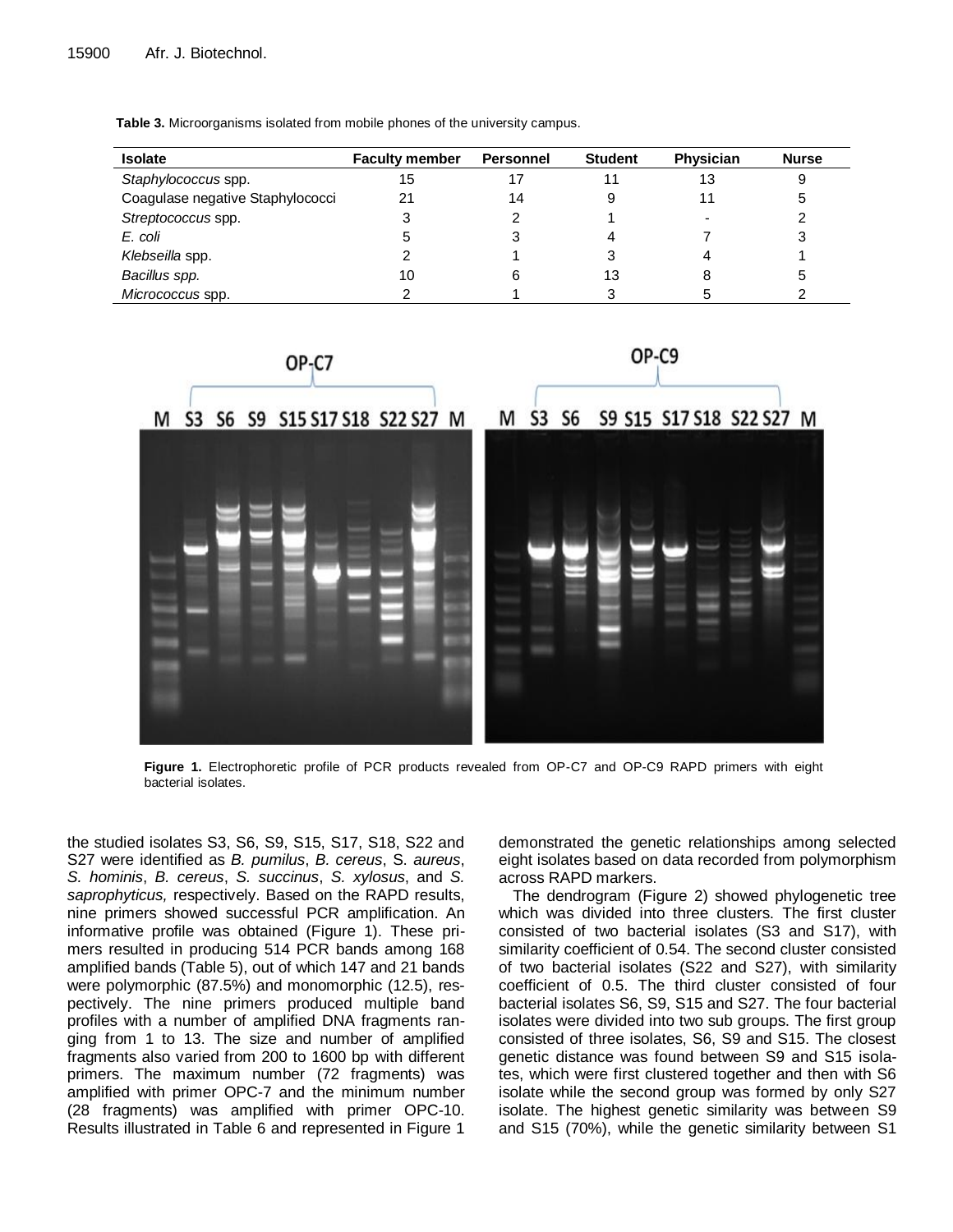**Table 3.** Microorganisms isolated from mobile phones of the university campus.

| Isolate | Faculty member | Personnel | Student | Physician | Nurse |
|---|---|---|---|---|---|
| *Staphylococcus* spp. | 15 | 17 | 11 | 13 | 9 |
| Coagulase negative Staphylococci | 21 | 14 | 9 | 11 | 5 |
| *Streptococcus* spp. | 3 | 2 | 1 | - | 2 |
| *E. coli* | 5 | 3 | 4 | 7 | 3 |
| *Klebseilla* spp. | 2 | 1 | 3 | 4 | 1 |
| *Bacillus spp.* | 10 | 6 | 13 | 8 | 5 |
| *Micrococcus* spp. | 2 | 1 | 3 | 5 | 2 |

**Figure 1.** Electrophoretic profile of PCR products revealed from OP-C7 and OP-C9 RAPD primers with eight bacterial isolates.

the studied isolates S3, S6, S9, S15, S17, S18, S22 and S27 were identified as *B. pumilus*, *B. cereus*, S. *aureus*, *S. hominis*, *B. cereus*, *S. succinus*, *S. xylosus*, and *S. saprophyticus,* respectively. Based on the RAPD results, nine primers showed successful PCR amplification. An informative profile was obtained (Figure 1). These primers resulted in producing 514 PCR bands among 168 amplified bands (Table 5), out of which 147 and 21 bands were polymorphic (87.5%) and monomorphic (12.5), respectively. The nine primers produced multiple band profiles with a number of amplified DNA fragments ranging from 1 to 13. The size and number of amplified fragments also varied from 200 to 1600 bp with different primers. The maximum number (72 fragments) was amplified with primer OPC-7 and the minimum number (28 fragments) was amplified with primer OPC-10. Results illustrated in Table 6 and represented in Figure 1 demonstrated the genetic relationships among selected eight isolates based on data recorded from polymorphism across RAPD markers.

The dendrogram (Figure 2) showed phylogenetic tree which was divided into three clusters. The first cluster consisted of two bacterial isolates (S3 and S17), with similarity coefficient of 0.54. The second cluster consisted of two bacterial isolates (S22 and S27), with similarity coefficient of 0.5. The third cluster consisted of four bacterial isolates S6, S9, S15 and S27. The four bacterial isolates were divided into two sub groups. The first group consisted of three isolates, S6, S9 and S15. The closest genetic distance was found between S9 and S15 isolates, which were first clustered together and then with S6 isolate while the second group was formed by only S27 isolate. The highest genetic similarity was between S9 and S15 (70%), while the genetic similarity between S1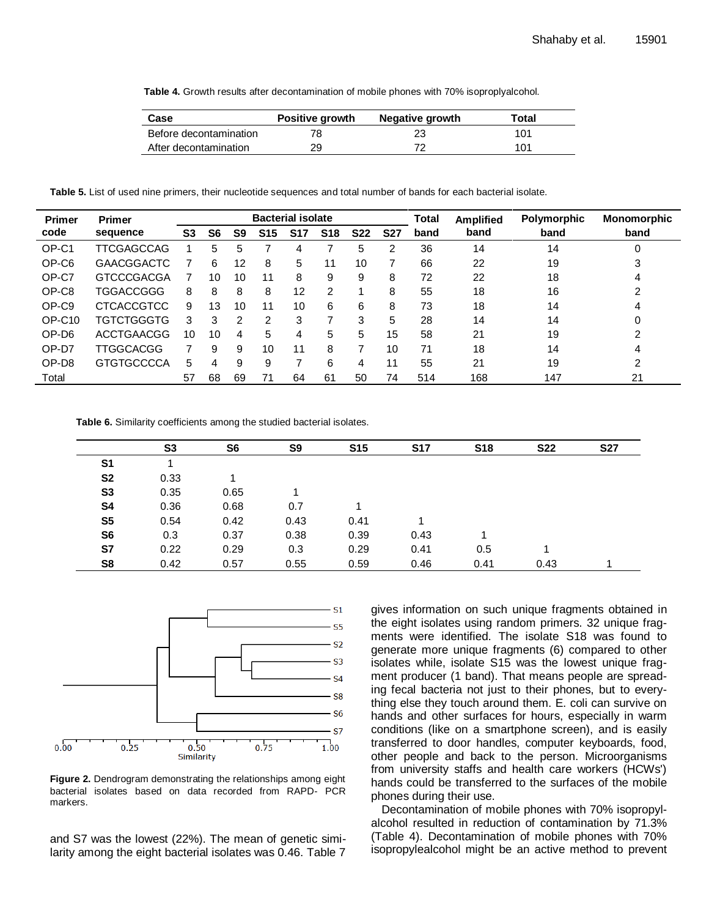**Table 4.** Growth results after decontamination of mobile phones with 70% isopropylalcohol.

| Case | Positive growth | Negative growth | Total |
|---|---|---|---|
| Before decontamination | 78 | 23 | 101 |
| After decontamination | 29 | 72 | 101 |

**Table 5.** List of used nine primers, their nucleotide sequences and total number of bands for each bacterial isolate.

| Primer code | Primer sequence | Bacterial isolate | | | | | | | | Total band | Amplified band | Polymorphic band | Monomorphic band |
|---|---|---|---|---|---|---|---|---|---|---|---|---|---|
| | | S3 | S6 | S9 | S15 | S17 | S18 | S22 | S27 | | | | |
| OP-C1 | TTCGAGCCAG | 1 | 5 | 5 | 7 | 4 | 7 | 5 | 2 | 36 | 14 | 14 | 0 |
| OP-C6 | GAACGGACTC | 7 | 6 | 12 | 8 | 5 | 11 | 10 | 7 | 66 | 22 | 19 | 3 |
| OP-C7 | GTCCCGACGA | 7 | 10 | 10 | 11 | 8 | 9 | 9 | 8 | 72 | 22 | 18 | 4 |
| OP-C8 | TGGACCGGG | 8 | 8 | 8 | 8 | 12 | 2 | 1 | 8 | 55 | 18 | 16 | 2 |
| OP-C9 | CTCACCGTCC | 9 | 13 | 10 | 11 | 10 | 6 | 6 | 8 | 73 | 18 | 14 | 4 |
| OP-C10 | TGTCTGGGTG | 3 | 3 | 2 | 2 | 3 | 7 | 3 | 5 | 28 | 14 | 14 | 0 |
| OP-D6 | ACCTGAACGG | 10 | 10 | 4 | 5 | 4 | 5 | 5 | 15 | 58 | 21 | 19 | 2 |
| OP-D7 | TTGGCACGG | 7 | 9 | 9 | 10 | 11 | 8 | 7 | 10 | 71 | 18 | 14 | 4 |
| OP-D8 | GTGTGCCCCA | 5 | 4 | 9 | 9 | 7 | 6 | 4 | 11 | 55 | 21 | 19 | 2 |
| Total | | 57 | 68 | 69 | 71 | 64 | 61 | 50 | 74 | 514 | 168 | 147 | 21 |

**Table 6.** Similarity coefficients among the studied bacterial isolates.

| | S3 | S6 | S9 | S15 | S17 | S18 | S22 | S27 |
|---|---|---|---|---|---|---|---|---|
| **S1** | 1 | | | | | | | |
| **S2** | 0.33 | 1 | | | | | | |
| **S3** | 0.35 | 0.65 | 1 | | | | | |
| **S4** | 0.36 | 0.68 | 0.7 | 1 | | | | |
| **S5** | 0.54 | 0.42 | 0.43 | 0.41 | 1 | | | |
| **S6** | 0.3 | 0.37 | 0.38 | 0.39 | 0.43 | 1 | | |
| **S7** | 0.22 | 0.29 | 0.3 | 0.29 | 0.41 | 0.5 | 1 | |
| **S8** | 0.42 | 0.57 | 0.55 | 0.59 | 0.46 | 0.41 | 0.43 | 1 |

**Figure 2.** Dendrogram demonstrating the relationships among eight bacterial isolates based on data recorded from RAPD- PCR markers.

and S7 was the lowest (22%). The mean of genetic similarity among the eight bacterial isolates was 0.46. Table 7 gives information on such unique fragments obtained in the eight isolates using random primers. 32 unique fragments were identified. The isolate S18 was found to generate more unique fragments (6) compared to other isolates while, isolate S15 was the lowest unique fragment producer (1 band). That means people are spreading fecal bacteria not just to their phones, but to everything else they touch around them. E. coli can survive on hands and other surfaces for hours, especially in warm conditions (like on a smartphone screen), and is easily transferred to door handles, computer keyboards, food, other people and back to the person. Microorganisms from university staffs and health care workers (HCWs') hands could be transferred to the surfaces of the mobile phones during their use.

Decontamination of mobile phones with 70% isopropylalcohol resulted in reduction of contamination by 71.3% (Table 4). Decontamination of mobile phones with 70% isopropylealcohol might be an active method to prevent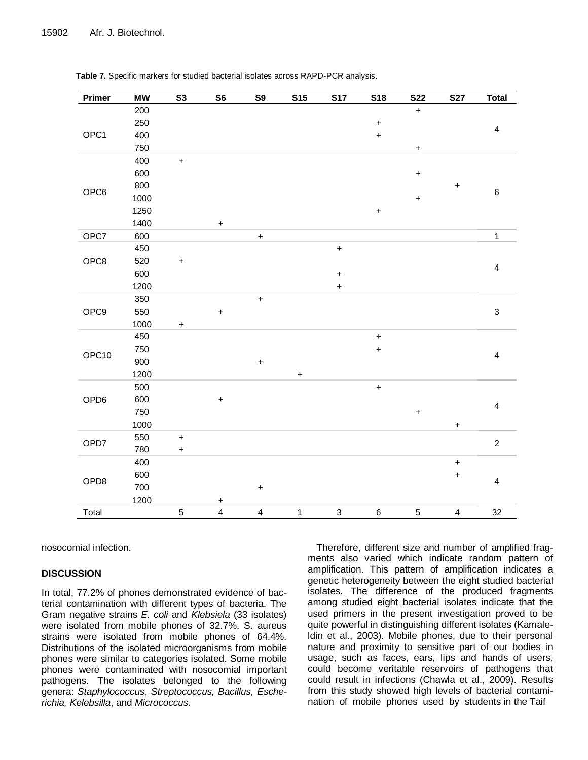**Table 7.** Specific markers for studied bacterial isolates across RAPD-PCR analysis.

| Primer | MW | S3 | S6 | S9 | S15 | S17 | S18 | S22 | S27 | Total |
|---|---|---|---|---|---|---|---|---|---|---|
| OPC1 | 200 | | | | | | | + | | 4 |
| | 250 | | | | | | + | | | |
| | 400 | | | | | | + | | | |
| | 750 | | | | | | | + | | |
| OPC6 | 400 | + | | | | | | | | 6 |
| | 600 | | | | | | | + | | |
| | 800 | | | | | | | | + | |
| | 1000 | | | | | | | + | | |
| | 1250 | | | | | | + | | | |
| | 1400 | | + | | | | | | | |
| OPC7 | 600 | | | + | | | | | | 1 |
| OPC8 | 450 | | | | | + | | | | 4 |
| | 520 | + | | | | | | | | |
| | 600 | | | | | + | | | | |
| | 1200 | | | | | + | | | | |
| OPC9 | 350 | | | + | | | | | | 3 |
| | 550 | | + | | | | | | | |
| | 1000 | + | | | | | | | | |
| OPC10 | 450 | | | | | | + | | | 4 |
| | 750 | | | | | | + | | | |
| | 900 | | | + | | | | | | |
| | 1200 | | | | + | | | | | |
| OPD6 | 500 | | | | | | + | | | 4 |
| | 600 | | + | | | | | | | |
| | 750 | | | | | | | + | | |
| | 1000 | | | | | | | | + | |
| OPD7 | 550 | + | | | | | | | | 2 |
| | 780 | + | | | | | | | | |
| OPD8 | 400 | | | | | | | | + | 4 |
| | 600 | | | | | | | | + | |
| | 700 | | | + | | | | | | |
| | 1200 | | + | | | | | | | |
| Total | | 5 | 4 | 4 | 1 | 3 | 6 | 5 | 4 | 32 |

nosocomial infection.

## DISCUSSION

In total, 77.2% of phones demonstrated evidence of bacterial contamination with different types of bacteria. The Gram negative strains *E. coli* and *Klebsiela* (33 isolates) were isolated from mobile phones of 32.7%. S. aureus strains were isolated from mobile phones of 64.4%. Distributions of the isolated microorganisms from mobile phones were similar to categories isolated. Some mobile phones were contaminated with nosocomial important pathogens. The isolates belonged to the following genera: *Staphylococcus*, *Streptococcus, Bacillus, Escherichia, Kelebsilla*, and *Micrococcus*.

Therefore, different size and number of amplified fragments also varied which indicate random pattern of amplification. This pattern of amplification indicates a genetic heterogeneity between the eight studied bacterial isolates. The difference of the produced fragments among studied eight bacterial isolates indicate that the used primers in the present investigation proved to be quite powerful in distinguishing different isolates (Kamaleldin et al., 2003). Mobile phones, due to their personal nature and proximity to sensitive part of our bodies in usage, such as faces, ears, lips and hands of users, could become veritable reservoirs of pathogens that could result in infections (Chawla et al., 2009). Results from this study showed high levels of bacterial contamination of mobile phones used by students in the Taif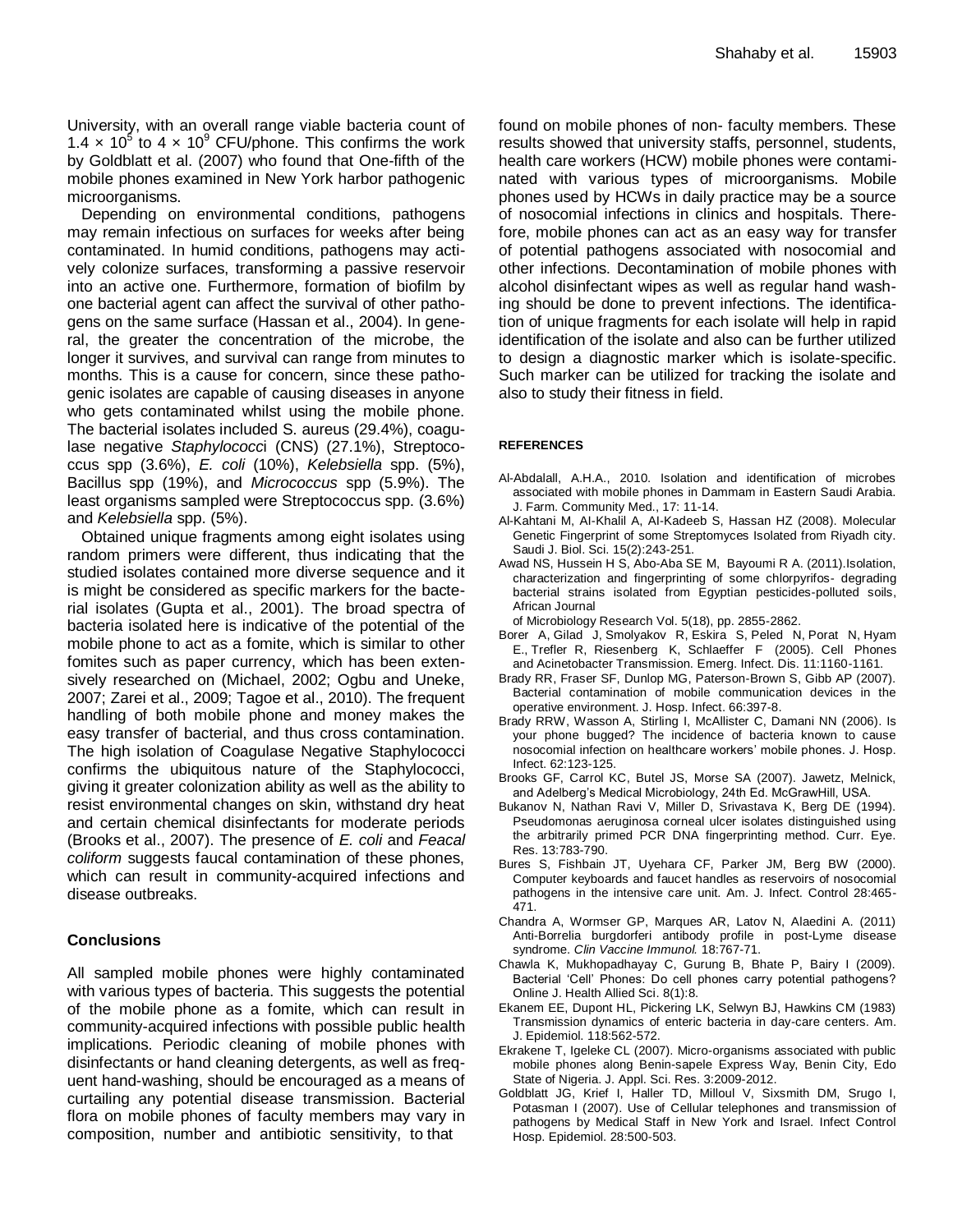University, with an overall range viable bacteria count of $1.4 \times 10^5$ to $4 \times 10^9$ CFU/phone. This confirms the work by Goldblatt et al. (2007) who found that One-fifth of the mobile phones examined in New York harbor pathogenic microorganisms.

Depending on environmental conditions, pathogens may remain infectious on surfaces for weeks after being contaminated. In humid conditions, pathogens may actively colonize surfaces, transforming a passive reservoir into an active one. Furthermore, formation of biofilm by one bacterial agent can affect the survival of other pathogens on the same surface (Hassan et al., 2004). In general, the greater the concentration of the microbe, the longer it survives, and survival can range from minutes to months. This is a cause for concern, since these pathogenic isolates are capable of causing diseases in anyone who gets contaminated whilst using the mobile phone. The bacterial isolates included S. aureus (29.4%), coagulase negative *Staphylococc*i (CNS) (27.1%), Streptococcus spp (3.6%), *E. coli* (10%), *Kelebsiella* spp. (5%), Bacillus spp (19%), and *Micrococcus* spp (5.9%). The least organisms sampled were Streptococcus spp. (3.6%) and *Kelebsiella* spp. (5%).

Obtained unique fragments among eight isolates using random primers were different, thus indicating that the studied isolates contained more diverse sequence and it is might be considered as specific markers for the bacterial isolates (Gupta et al., 2001). The broad spectra of bacteria isolated here is indicative of the potential of the mobile phone to act as a fomite, which is similar to other fomites such as paper currency, which has been extensively researched on (Michael, 2002; Ogbu and Uneke, 2007; Zarei et al., 2009; Tagoe et al., 2010). The frequent handling of both mobile phone and money makes the easy transfer of bacterial, and thus cross contamination. The high isolation of Coagulase Negative Staphylococci confirms the ubiquitous nature of the Staphylococci, giving it greater colonization ability as well as the ability to resist environmental changes on skin, withstand dry heat and certain chemical disinfectants for moderate periods (Brooks et al., 2007). The presence of *E. coli* and *Feacal coliform* suggests faucal contamination of these phones, which can result in community-acquired infections and disease outbreaks.

## Conclusions

All sampled mobile phones were highly contaminated with various types of bacteria. This suggests the potential of the mobile phone as a fomite, which can result in community-acquired infections with possible public health implications. Periodic cleaning of mobile phones with disinfectants or hand cleaning detergents, as well as frequent hand-washing, should be encouraged as a means of curtailing any potential disease transmission. Bacterial flora on mobile phones of faculty members may vary in composition, number and antibiotic sensitivity, to that found on mobile phones of non- faculty members. These results showed that university staffs, personnel, students, health care workers (HCW) mobile phones were contaminated with various types of microorganisms. Mobile phones used by HCWs in daily practice may be a source of nosocomial infections in clinics and hospitals. Therefore, mobile phones can act as an easy way for transfer of potential pathogens associated with nosocomial and other infections. Decontamination of mobile phones with alcohol disinfectant wipes as well as regular hand washing should be done to prevent infections. The identification of unique fragments for each isolate will help in rapid identification of the isolate and also can be further utilized to design a diagnostic marker which is isolate-specific. Such marker can be utilized for tracking the isolate and also to study their fitness in field.

## REFERENCES

Al-Abdalall, A.H.A., 2010. Isolation and identification of microbes associated with mobile phones in Dammam in Eastern Saudi Arabia. J. Farm. Community Med., 17: 11-14.

Al-Kahtani M, Al-Khalil A, Al-Kadeeb S, Hassan HZ (2008). Molecular Genetic Fingerprint of some Streptomyces Isolated from Riyadh city. Saudi J. Biol. Sci. 15(2):243-251.

Awad NS, Hussein H S, Abo-Aba SE M, Bayoumi R A. (2011).Isolation, characterization and fingerprinting of some chlorpyrifos- degrading bacterial strains isolated from Egyptian pesticides-polluted soils, African Journal of Microbiology Research Vol. 5(18), pp. 2855-2862.

Borer A, Gilad J, Smolyakov R, Eskira S, Peled N, Porat N, Hyam E., Trefler R, Riesenberg K, Schlaeffer F (2005). Cell Phones and Acinetobacter Transmission. Emerg. Infect. Dis. 11:1160-1161.

Brady RR, Fraser SF, Dunlop MG, Paterson-Brown S, Gibb AP (2007). Bacterial contamination of mobile communication devices in the operative environment. J. Hosp. Infect. 66:397-8.

Brady RRW, Wasson A, Stirling I, McAllister C, Damani NN (2006). Is your phone bugged? The incidence of bacteria known to cause nosocomial infection on healthcare workers' mobile phones. J. Hosp. Infect. 62:123-125.

Brooks GF, Carrol KC, Butel JS, Morse SA (2007). Jawetz, Melnick, and Adelberg's Medical Microbiology, 24th Ed. McGrawHill, USA.

Bukanov N, Nathan Ravi V, Miller D, Srivastava K, Berg DE (1994). Pseudomonas aeruginosa corneal ulcer isolates distinguished using the arbitrarily primed PCR DNA fingerprinting method. Curr. Eye. Res. 13:783-790.

Bures S, Fishbain JT, Uyehara CF, Parker JM, Berg BW (2000). Computer keyboards and faucet handles as reservoirs of nosocomial pathogens in the intensive care unit. Am. J. Infect. Control 28:465-471.

Chandra A, Wormser GP, Marques AR, Latov N, Alaedini A. (2011) Anti-Borrelia burgdorferi antibody profile in post-Lyme disease syndrome. *Clin Vaccine Immunol.* 18:767-71.

Chawla K, Mukhopadhayay C, Gurung B, Bhate P, Bairy I (2009). Bacterial 'Cell' Phones: Do cell phones carry potential pathogens? Online J. Health Allied Sci. 8(1):8.

Ekanem EE, Dupont HL, Pickering LK, Selwyn BJ, Hawkins CM (1983) Transmission dynamics of enteric bacteria in day-care centers. Am. J. Epidemiol. 118:562-572.

Ekrakene T, Igeleke CL (2007). Micro-organisms associated with public mobile phones along Benin-sapele Express Way, Benin City, Edo State of Nigeria. J. Appl. Sci. Res. 3:2009-2012.

Goldblatt JG, Krief I, Haller TD, Milloul V, Sixsmith DM, Srugo I, Potasman I (2007). Use of Cellular telephones and transmission of pathogens by Medical Staff in New York and Israel. Infect Control Hosp. Epidemiol. 28:500-503.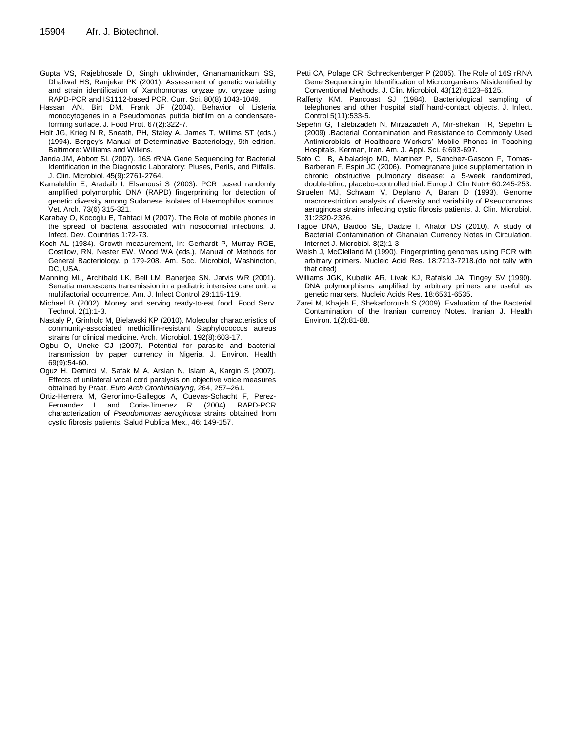Gupta VS, Rajebhosale D, Singh ukhwinder, Gnanamanickam SS, Dhaliwal HS, Ranjekar PK (2001). Assessment of genetic variability and strain identification of Xanthomonas oryzae pv. oryzae using RAPD-PCR and IS1112-based PCR. Curr. Sci. 80(8):1043-1049.

Hassan AN, Birt DM, Frank JF (2004). Behavior of Listeria monocytogenes in a Pseudomonas putida biofilm on a condensate-forming surface. J. Food Prot. 67(2):322-7.

Holt JG, Krieg N R, Sneath, PH, Staley A, James T, Willims ST (eds.) (1994). Bergey's Manual of Determinative Bacteriology, 9th edition. Baltimore: Williams and Wilkins.

Janda JM, Abbott SL (2007). 16S rRNA Gene Sequencing for Bacterial Identification in the Diagnostic Laboratory: Pluses, Perils, and Pitfalls. J. Clin. Microbiol. 45(9):2761-2764.

Kamaleldin E, Aradaib I, Elsanousi S (2003). PCR based randomly amplified polymorphic DNA (RAPD) fingerprinting for detection of genetic diversity among Sudanese isolates of Haemophilus somnus. Vet. Arch. 73(6):315-321.

Karabay O, Kocoglu E, Tahtaci M (2007). The Role of mobile phones in the spread of bacteria associated with nosocomial infections. J. Infect. Dev. Countries 1:72-73.

Koch AL (1984). Growth measurement, In: Gerhardt P, Murray RGE, Costllow, RN, Nester EW, Wood WA (eds.), Manual of Methods for General Bacteriology. p 179-208. Am. Soc. Microbiol, Washington, DC, USA.

Manning ML, Archibald LK, Bell LM, Banerjee SN, Jarvis WR (2001). Serratia marcescens transmission in a pediatric intensive care unit: a multifactorial occurrence. Am. J. Infect Control 29:115-119.

Michael B (2002). Money and serving ready-to-eat food. Food Serv. Technol. 2(1):1-3.

Nastaly P, Grinholc M, Bielawski KP (2010). Molecular characteristics of community-associated methicillin-resistant Staphylococcus aureus strains for clinical medicine. Arch. Microbiol. 192(8):603-17.

Ogbu O, Uneke CJ (2007). Potential for parasite and bacterial transmission by paper currency in Nigeria. J. Environ. Health 69(9):54-60.

Oguz H, Demirci M, Safak M A, Arslan N, Islam A, Kargin S (2007). Effects of unilateral vocal cord paralysis on objective voice measures obtained by Praat. *Euro Arch Otorhinolaryng*, 264, 257–261.

Ortiz-Herrera M, Geronimo-Gallegos A, Cuevas-Schacht F, Perez-Fernandez L and Coria-Jimenez R. (2004). RAPD-PCR characterization of *Pseudomonas aeruginosa* strains obtained from cystic fibrosis patients. Salud Publica Mex., 46: 149-157.

Petti CA, Polage CR, Schreckenberger P (2005). The Role of 16S rRNA Gene Sequencing in Identification of Microorganisms Misidentified by Conventional Methods. J. Clin. Microbiol. 43(12):6123–6125.

Rafferty KM, Pancoast SJ (1984). Bacteriological sampling of telephones and other hospital staff hand-contact objects. J. Infect. Control 5(11):533-5.

Sepehri G, Talebizadeh N, Mirzazadeh A, Mir-shekari TR, Sepehri E (2009) .Bacterial Contamination and Resistance to Commonly Used Antimicrobials of Healthcare Workers' Mobile Phones in Teaching Hospitals, Kerman, Iran. Am. J. Appl. Sci. 6:693-697.

Soto C B, Albaladejo MD, Martinez P, Sanchez-Gascon F, Tomas-Barberan F, Espin JC (2006). Pomegranate juice supplementation in chronic obstructive pulmonary disease: a 5-week randomized, double-blind, placebo-controlled trial. Europ J Clin Nutr+ 60:245-253.

Struelen MJ, Schwam V, Deplano A, Baran D (1993). Genome macrorestriction analysis of diversity and variability of Pseudomonas aeruginosa strains infecting cystic fibrosis patients. J. Clin. Microbiol. 31:2320-2326.

Tagoe DNA, Baidoo SE, Dadzie I, Ahator DS (2010). A study of Bacterial Contamination of Ghanaian Currency Notes in Circulation. Internet J. Microbiol. 8(2):1-3

Welsh J, McClelland M (1990). Fingerprinting genomes using PCR with arbitrary primers. Nucleic Acid Res. 18:7213-7218.(do not tally with that cited)

Williams JGK, Kubelik AR, Livak KJ, Rafalski JA, Tingey SV (1990). DNA polymorphisms amplified by arbitrary primers are useful as genetic markers. Nucleic Acids Res. 18:6531-6535.

Zarei M, Khajeh E, Shekarforoush S (2009). Evaluation of the Bacterial Contamination of the Iranian currency Notes. Iranian J. Health Environ. 1(2):81-88.